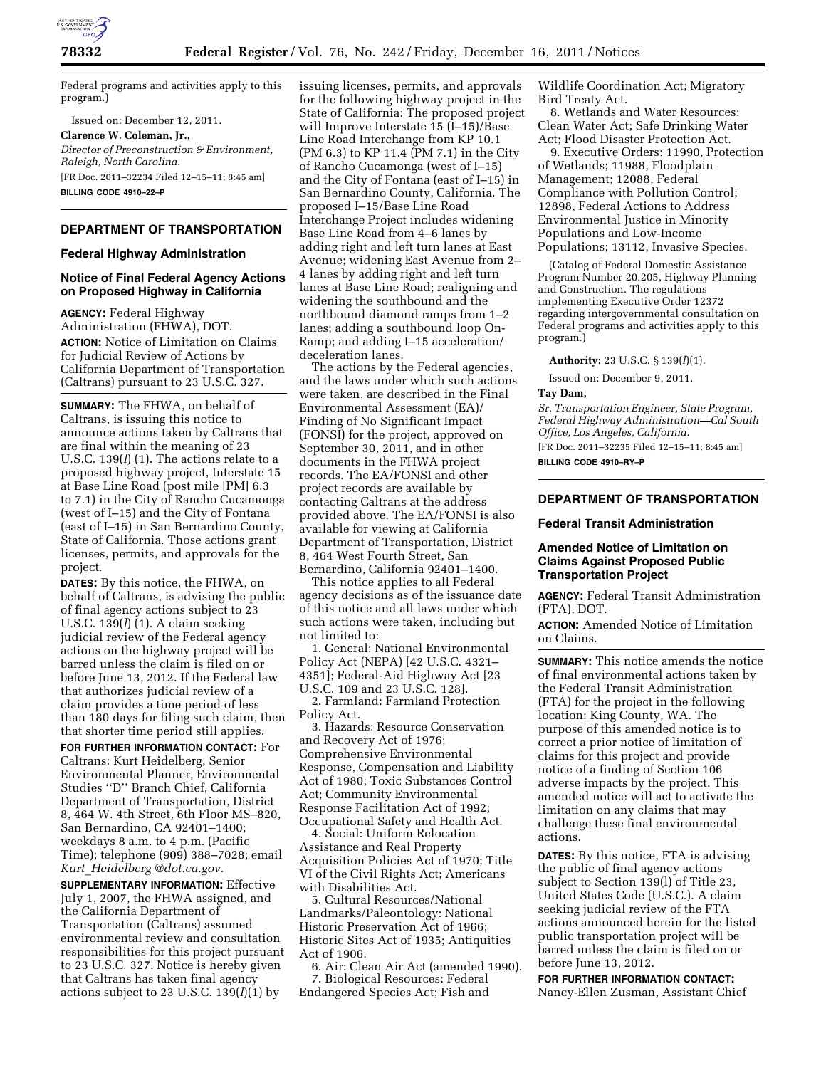Federal programs and activities apply to this program.)

Issued on: December 12, 2011.

**Clarence W. Coleman, Jr.,**

*Director of Preconstruction & Environment, Raleigh, North Carolina.*

[FR Doc. 2011–32234 Filed 12–15–11; 8:45 am]

**BILLING CODE 4910–22–P**

---

## DEPARTMENT OF TRANSPORTATION

### Federal Highway Administration

### Notice of Final Federal Agency Actions on Proposed Highway in California

**AGENCY:** Federal Highway Administration (FHWA), DOT.

**ACTION:** Notice of Limitation on Claims for Judicial Review of Actions by California Department of Transportation (Caltrans) pursuant to 23 U.S.C. 327.

**SUMMARY:** The FHWA, on behalf of Caltrans, is issuing this notice to announce actions taken by Caltrans that are final within the meaning of 23 U.S.C. 139(*l*) (1). The actions relate to a proposed highway project, Interstate 15 at Base Line Road (post mile [PM] 6.3 to 7.1) in the City of Rancho Cucamonga (west of I–15) and the City of Fontana (east of I–15) in San Bernardino County, State of California. Those actions grant licenses, permits, and approvals for the project.

**DATES:** By this notice, the FHWA, on behalf of Caltrans, is advising the public of final agency actions subject to 23 U.S.C. 139(*l*) (1). A claim seeking judicial review of the Federal agency actions on the highway project will be barred unless the claim is filed on or before June 13, 2012. If the Federal law that authorizes judicial review of a claim provides a time period of less than 180 days for filing such claim, then that shorter time period still applies.

**FOR FURTHER INFORMATION CONTACT:** For Caltrans: Kurt Heidelberg, Senior Environmental Planner, Environmental Studies ''D'' Branch Chief, California Department of Transportation, District 8, 464 W. 4th Street, 6th Floor MS–820, San Bernardino, CA 92401–1400; weekdays 8 a.m. to 4 p.m. (Pacific Time); telephone (909) 388–7028; email *Kurt_Heidelberg@dot.ca.gov.*

**SUPPLEMENTARY INFORMATION:** Effective July 1, 2007, the FHWA assigned, and the California Department of Transportation (Caltrans) assumed environmental review and consultation responsibilities for this project pursuant to 23 U.S.C. 327. Notice is hereby given that Caltrans has taken final agency actions subject to 23 U.S.C. 139(*l*)(1) by issuing licenses, permits, and approvals for the following highway project in the State of California: The proposed project will Improve Interstate 15 (I–15)/Base Line Road Interchange from KP 10.1 (PM 6.3) to KP 11.4 (PM 7.1) in the City of Rancho Cucamonga (west of I–15) and the City of Fontana (east of I–15) in San Bernardino County, California. The proposed I–15/Base Line Road Interchange Project includes widening Base Line Road from 4–6 lanes by adding right and left turn lanes at East Avenue; widening East Avenue from 2–4 lanes by adding right and left turn lanes at Base Line Road; realigning and widening the southbound and the northbound diamond ramps from 1–2 lanes; adding a southbound loop On-Ramp; and adding I–15 acceleration/deceleration lanes.

The actions by the Federal agencies, and the laws under which such actions were taken, are described in the Final Environmental Assessment (EA)/Finding of No Significant Impact (FONSI) for the project, approved on September 30, 2011, and in other documents in the FHWA project records. The EA/FONSI and other project records are available by contacting Caltrans at the address provided above. The EA/FONSI is also available for viewing at California Department of Transportation, District 8, 464 West Fourth Street, San Bernardino, California 92401–1400.

This notice applies to all Federal agency decisions as of the issuance date of this notice and all laws under which such actions were taken, including but not limited to:

1. General: National Environmental Policy Act (NEPA) [42 U.S.C. 4321–4351]; Federal-Aid Highway Act [23 U.S.C. 109 and 23 U.S.C. 128].
2. Farmland: Farmland Protection Policy Act.
3. Hazards: Resource Conservation and Recovery Act of 1976; Comprehensive Environmental Response, Compensation and Liability Act of 1980; Toxic Substances Control Act; Community Environmental Response Facilitation Act of 1992; Occupational Safety and Health Act.
4. Social: Uniform Relocation Assistance and Real Property Acquisition Policies Act of 1970; Title VI of the Civil Rights Act; Americans with Disabilities Act.
5. Cultural Resources/National Landmarks/Paleontology: National Historic Preservation Act of 1966; Historic Sites Act of 1935; Antiquities Act of 1906.
6. Air: Clean Air Act (amended 1990).
7. Biological Resources: Federal Endangered Species Act; Fish and Wildlife Coordination Act; Migratory Bird Treaty Act.
8. Wetlands and Water Resources: Clean Water Act; Safe Drinking Water Act; Flood Disaster Protection Act.
9. Executive Orders: 11990, Protection of Wetlands; 11988, Floodplain Management; 12088, Federal Compliance with Pollution Control; 12898, Federal Actions to Address Environmental Justice in Minority Populations and Low-Income Populations; 13112, Invasive Species.

(Catalog of Federal Domestic Assistance Program Number 20.205, Highway Planning and Construction. The regulations implementing Executive Order 12372 regarding intergovernmental consultation on Federal programs and activities apply to this program.)

**Authority:** 23 U.S.C. § 139(*l*)(1).

Issued on: December 9, 2011.

**Tay Dam,**

*Sr. Transportation Engineer, State Program, Federal Highway Administration—Cal South Office, Los Angeles, California.*

[FR Doc. 2011–32235 Filed 12–15–11; 8:45 am]

**BILLING CODE 4910–RY–P**

---

## DEPARTMENT OF TRANSPORTATION

### Federal Transit Administration

### Amended Notice of Limitation on Claims Against Proposed Public Transportation Project

**AGENCY:** Federal Transit Administration (FTA), DOT.

**ACTION:** Amended Notice of Limitation on Claims.

**SUMMARY:** This notice amends the notice of final environmental actions taken by the Federal Transit Administration (FTA) for the project in the following location: King County, WA. The purpose of this amended notice is to correct a prior notice of limitation of claims for this project and provide notice of a finding of Section 106 adverse impacts by the project. This amended notice will act to activate the limitation on any claims that may challenge these final environmental actions.

**DATES:** By this notice, FTA is advising the public of final agency actions subject to Section 139(l) of Title 23, United States Code (U.S.C.). A claim seeking judicial review of the FTA actions announced herein for the listed public transportation project will be barred unless the claim is filed on or before June 13, 2012.

**FOR FURTHER INFORMATION CONTACT:** Nancy-Ellen Zusman, Assistant Chief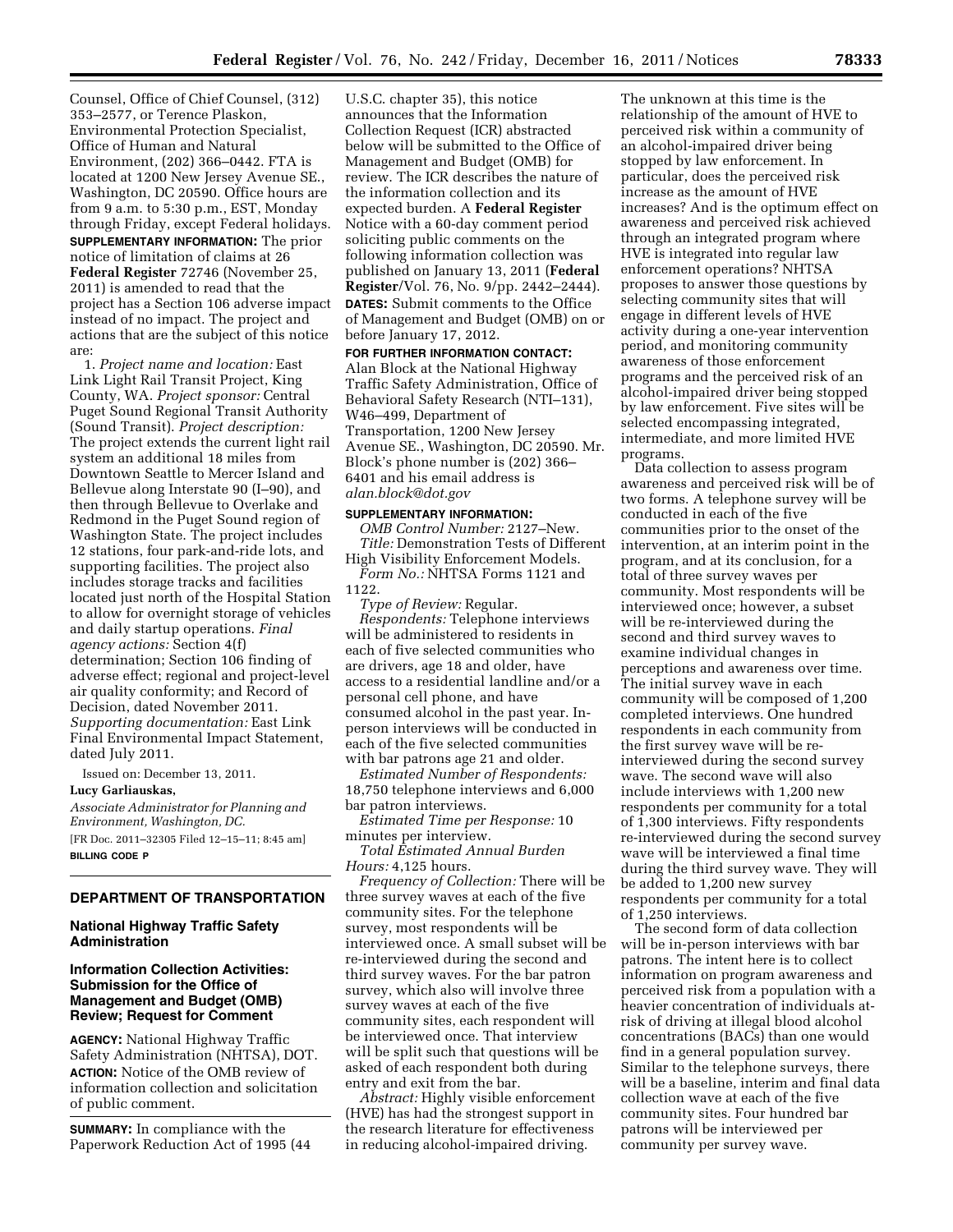Counsel, Office of Chief Counsel, (312) 353–2577, or Terence Plaskon, Environmental Protection Specialist, Office of Human and Natural Environment, (202) 366–0442. FTA is located at 1200 New Jersey Avenue SE., Washington, DC 20590. Office hours are from 9 a.m. to 5:30 p.m., EST, Monday through Friday, except Federal holidays.

**SUPPLEMENTARY INFORMATION:** The prior notice of limitation of claims at 26 **Federal Register** 72746 (November 25, 2011) is amended to read that the project has a Section 106 adverse impact instead of no impact. The project and actions that are the subject of this notice are:

1. *Project name and location:* East Link Light Rail Transit Project, King County, WA. *Project sponsor:* Central Puget Sound Regional Transit Authority (Sound Transit). *Project description:* The project extends the current light rail system an additional 18 miles from Downtown Seattle to Mercer Island and Bellevue along Interstate 90 (I–90), and then through Bellevue to Overlake and Redmond in the Puget Sound region of Washington State. The project includes 12 stations, four park-and-ride lots, and supporting facilities. The project also includes storage tracks and facilities located just north of the Hospital Station to allow for overnight storage of vehicles and daily startup operations. *Final agency actions:* Section 4(f) determination; Section 106 finding of adverse effect; regional and project-level air quality conformity; and Record of Decision, dated November 2011. *Supporting documentation:* East Link Final Environmental Impact Statement, dated July 2011.

Issued on: December 13, 2011.

**Lucy Garliauskas,**

*Associate Administrator for Planning and Environment, Washington, DC.*

[FR Doc. 2011–32305 Filed 12–15–11; 8:45 am]

**BILLING CODE P**

## DEPARTMENT OF TRANSPORTATION

### National Highway Traffic Safety Administration

### Information Collection Activities: Submission for the Office of Management and Budget (OMB) Review; Request for Comment

**AGENCY:** National Highway Traffic Safety Administration (NHTSA), DOT.

**ACTION:** Notice of the OMB review of information collection and solicitation of public comment.

**SUMMARY:** In compliance with the Paperwork Reduction Act of 1995 (44 U.S.C. chapter 35), this notice announces that the Information Collection Request (ICR) abstracted below will be submitted to the Office of Management and Budget (OMB) for review. The ICR describes the nature of the information collection and its expected burden. A **Federal Register** Notice with a 60-day comment period soliciting public comments on the following information collection was published on January 13, 2011 (**Federal Register**/Vol. 76, No. 9/pp. 2442–2444).

**DATES:** Submit comments to the Office of Management and Budget (OMB) on or before January 17, 2012.

**FOR FURTHER INFORMATION CONTACT:** Alan Block at the National Highway Traffic Safety Administration, Office of Behavioral Safety Research (NTI–131), W46–499, Department of Transportation, 1200 New Jersey Avenue SE., Washington, DC 20590. Mr. Block's phone number is (202) 366–6401 and his email address is *alan.block@dot.gov*

**SUPPLEMENTARY INFORMATION:**

*OMB Control Number:* 2127–New.

*Title:* Demonstration Tests of Different High Visibility Enforcement Models.

*Form No.:* NHTSA Forms 1121 and 1122.

*Type of Review:* Regular.

*Respondents:* Telephone interviews will be administered to residents in each of five selected communities who are drivers, age 18 and older, have access to a residential landline and/or a personal cell phone, and have consumed alcohol in the past year. In-person interviews will be conducted in each of the five selected communities with bar patrons age 21 and older.

*Estimated Number of Respondents:* 18,750 telephone interviews and 6,000 bar patron interviews.

*Estimated Time per Response:* 10 minutes per interview.

*Total Estimated Annual Burden Hours:* 4,125 hours.

*Frequency of Collection:* There will be three survey waves at each of the five community sites. For the telephone survey, most respondents will be interviewed once. A small subset will be re-interviewed during the second and third survey waves. For the bar patron survey, which also will involve three survey waves at each of the five community sites, each respondent will be interviewed once. That interview will be split such that questions will be asked of each respondent both during entry and exit from the bar.

*Abstract:* Highly visible enforcement (HVE) has had the strongest support in the research literature for effectiveness in reducing alcohol-impaired driving. The unknown at this time is the relationship of the amount of HVE to perceived risk within a community of an alcohol-impaired driver being stopped by law enforcement. In particular, does the perceived risk increase as the amount of HVE increases? And is the optimum effect on awareness and perceived risk achieved through an integrated program where HVE is integrated into regular law enforcement operations? NHTSA proposes to answer those questions by selecting community sites that will engage in different levels of HVE activity during a one-year intervention period, and monitoring community awareness of those enforcement programs and the perceived risk of an alcohol-impaired driver being stopped by law enforcement. Five sites will be selected encompassing integrated, intermediate, and more limited HVE programs.

Data collection to assess program awareness and perceived risk will be of two forms. A telephone survey will be conducted in each of the five communities prior to the onset of the intervention, at an interim point in the program, and at its conclusion, for a total of three survey waves per community. Most respondents will be interviewed once; however, a subset will be re-interviewed during the second and third survey waves to examine individual changes in perceptions and awareness over time. The initial survey wave in each community will be composed of 1,200 completed interviews. One hundred respondents in each community from the first survey wave will be re-interviewed during the second survey wave. The second wave will also include interviews with 1,200 new respondents per community for a total of 1,300 interviews. Fifty respondents re-interviewed during the second survey wave will be interviewed a final time during the third survey wave. They will be added to 1,200 new survey respondents per community for a total of 1,250 interviews.

The second form of data collection will be in-person interviews with bar patrons. The intent here is to collect information on program awareness and perceived risk from a population with a heavier concentration of individuals at-risk of driving at illegal blood alcohol concentrations (BACs) than one would find in a general population survey. Similar to the telephone surveys, there will be a baseline, interim and final data collection wave at each of the five community sites. Four hundred bar patrons will be interviewed per community per survey wave.